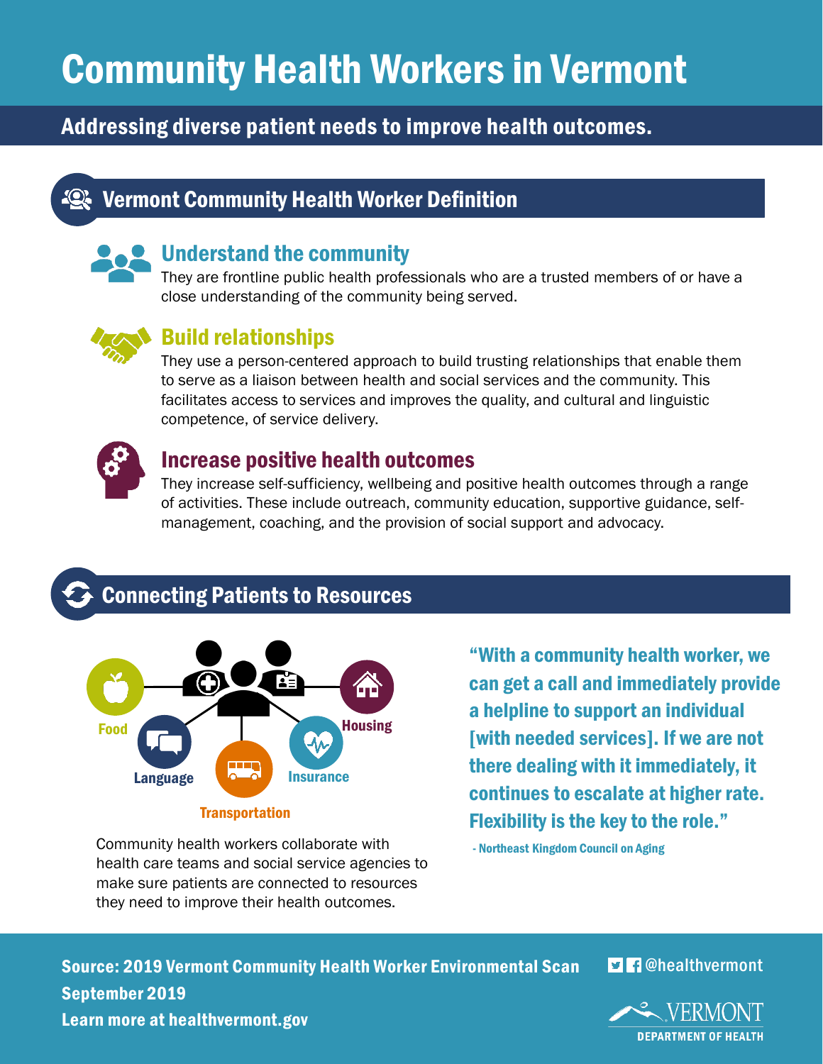# Community Health Workers in Vermont

**Addressing diverse patient needs to improve health outcomes.**

## Vermont Community Health Worker Definition

### Understand the community

They are frontline public health professionals who are a trusted members of or have a close understanding of the community being served.

### Build relationships

They use a person-centered approach to build trusting relationships that enable them to serve as a liaison between health and social services and the community. This facilitates access to services and improves the quality, and cultural and linguistic competence, of service delivery.

### Increase positive health outcomes

They increase self-sufficiency, wellbeing and positive health outcomes through a range of activities. These include outreach, community education, supportive guidance, self-management, coaching, and the provision of social support and advocacy.

## Connecting Patients to Resources

Food

Language

Transportation

Insurance

Housing

Community health workers collaborate with health care teams and social service agencies to make sure patients are connected to resources they need to improve their health outcomes.

**"With a community health worker, we can get a call and immediately provide a helpline to support an individual [with needed services]. If we are not there dealing with it immediately, it continues to escalate at higher rate. Flexibility is the key to the role."**

- Northeast Kingdom Council on Aging

**Source: 2019 Vermont Community Health Worker Environmental Scan**
**September 2019**
**Learn more at healthvermont.gov**

@healthvermont

VERMONT DEPARTMENT OF HEALTH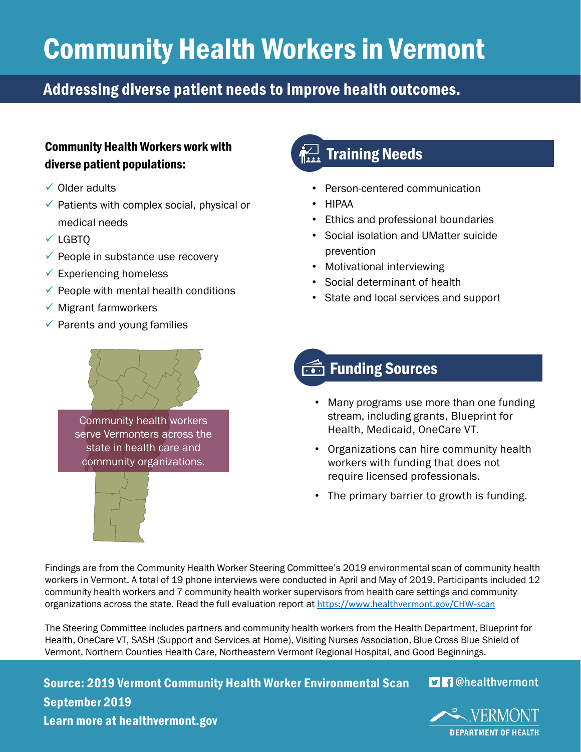# Community Health Workers in Vermont

## Addressing diverse patient needs to improve health outcomes.

**Community Health Workers work with diverse patient populations:**

- ✓ Older adults
- ✓ Patients with complex social, physical or medical needs
- ✓ LGBTQ
- ✓ People in substance use recovery
- ✓ Experiencing homeless
- ✓ People with mental health conditions
- ✓ Migrant farmworkers
- ✓ Parents and young families

Community health workers serve Vermonters across the state in health care and community organizations.

## Training Needs

- Person-centered communication
- HIPAA
- Ethics and professional boundaries
- Social isolation and UMatter suicide prevention
- Motivational interviewing
- Social determinant of health
- State and local services and support

## Funding Sources

- Many programs use more than one funding stream, including grants, Blueprint for Health, Medicaid, OneCare VT.
- Organizations can hire community health workers with funding that does not require licensed professionals.
- The primary barrier to growth is funding.

Findings are from the Community Health Worker Steering Committee's 2019 environmental scan of community health workers in Vermont. A total of 19 phone interviews were conducted in April and May of 2019. Participants included 12 community health workers and 7 community health worker supervisors from health care settings and community organizations across the state. Read the full evaluation report at https://www.healthvermont.gov/CHW-scan

The Steering Committee includes partners and community health workers from the Health Department, Blueprint for Health, OneCare VT, SASH (Support and Services at Home), Visiting Nurses Association, Blue Cross Blue Shield of Vermont, Northern Counties Health Care, Northeastern Vermont Regional Hospital, and Good Beginnings.

**Source: 2019 Vermont Community Health Worker Environmental Scan**
**September 2019**
**Learn more at healthvermont.gov**

@healthvermont

VERMONT DEPARTMENT OF HEALTH